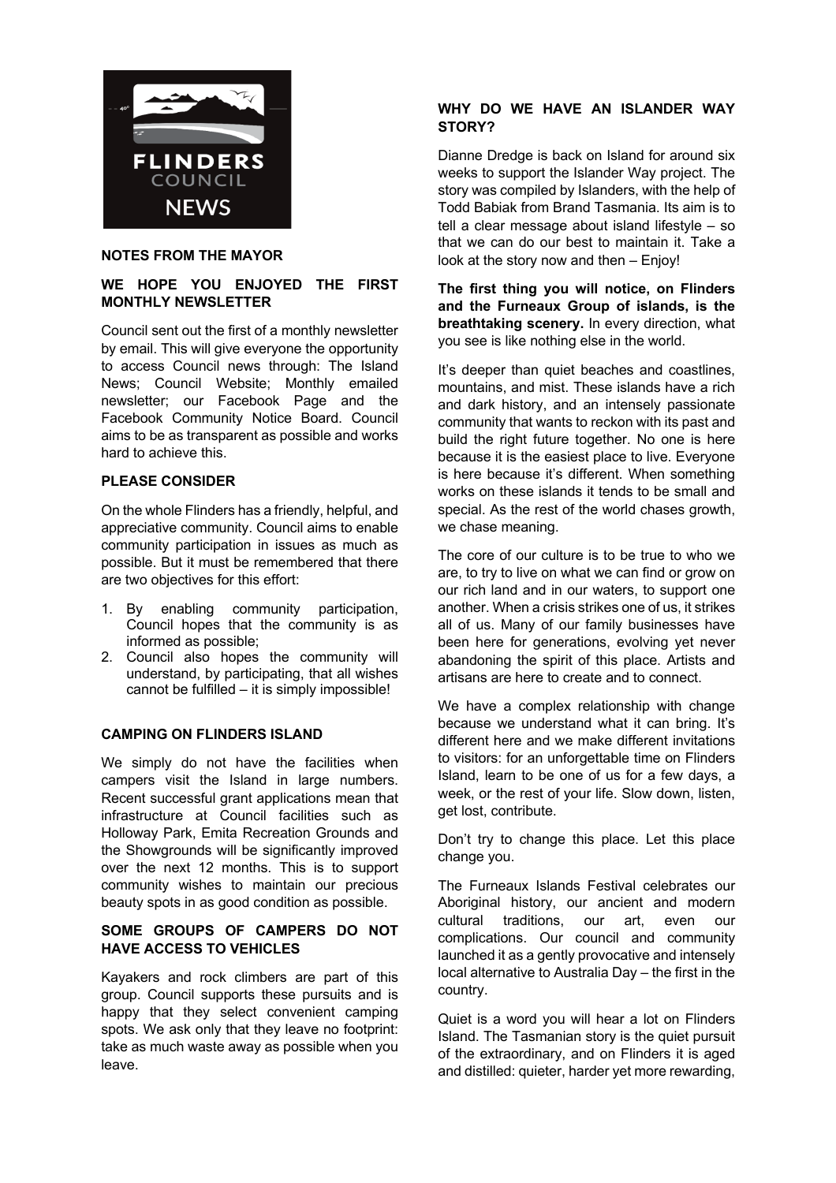FLINDERS COUNCIL NEWS

## NOTES FROM THE MAYOR

### WE HOPE YOU ENJOYED THE FIRST MONTHLY NEWSLETTER

Council sent out the first of a monthly newsletter by email. This will give everyone the opportunity to access Council news through: The Island News; Council Website; Monthly emailed newsletter; our Facebook Page and the Facebook Community Notice Board. Council aims to be as transparent as possible and works hard to achieve this.

### PLEASE CONSIDER

On the whole Flinders has a friendly, helpful, and appreciative community. Council aims to enable community participation in issues as much as possible. But it must be remembered that there are two objectives for this effort:

1. By enabling community participation, Council hopes that the community is as informed as possible;
2. Council also hopes the community will understand, by participating, that all wishes cannot be fulfilled – it is simply impossible!

### CAMPING ON FLINDERS ISLAND

We simply do not have the facilities when campers visit the Island in large numbers. Recent successful grant applications mean that infrastructure at Council facilities such as Holloway Park, Emita Recreation Grounds and the Showgrounds will be significantly improved over the next 12 months. This is to support community wishes to maintain our precious beauty spots in as good condition as possible.

### SOME GROUPS OF CAMPERS DO NOT HAVE ACCESS TO VEHICLES

Kayakers and rock climbers are part of this group. Council supports these pursuits and is happy that they select convenient camping spots. We ask only that they leave no footprint: take as much waste away as possible when you leave.

### WHY DO WE HAVE AN ISLANDER WAY STORY?

Dianne Dredge is back on Island for around six weeks to support the Islander Way project. The story was compiled by Islanders, with the help of Todd Babiak from Brand Tasmania. Its aim is to tell a clear message about island lifestyle – so that we can do our best to maintain it. Take a look at the story now and then – Enjoy!

**The first thing you will notice, on Flinders and the Furneaux Group of islands, is the breathtaking scenery.** In every direction, what you see is like nothing else in the world.

It's deeper than quiet beaches and coastlines, mountains, and mist. These islands have a rich and dark history, and an intensely passionate community that wants to reckon with its past and build the right future together. No one is here because it is the easiest place to live. Everyone is here because it's different. When something works on these islands it tends to be small and special. As the rest of the world chases growth, we chase meaning.

The core of our culture is to be true to who we are, to try to live on what we can find or grow on our rich land and in our waters, to support one another. When a crisis strikes one of us, it strikes all of us. Many of our family businesses have been here for generations, evolving yet never abandoning the spirit of this place. Artists and artisans are here to create and to connect.

We have a complex relationship with change because we understand what it can bring. It's different here and we make different invitations to visitors: for an unforgettable time on Flinders Island, learn to be one of us for a few days, a week, or the rest of your life. Slow down, listen, get lost, contribute.

Don't try to change this place. Let this place change you.

The Furneaux Islands Festival celebrates our Aboriginal history, our ancient and modern cultural traditions, our art, even our complications. Our council and community launched it as a gently provocative and intensely local alternative to Australia Day – the first in the country.

Quiet is a word you will hear a lot on Flinders Island. The Tasmanian story is the quiet pursuit of the extraordinary, and on Flinders it is aged and distilled: quieter, harder yet more rewarding,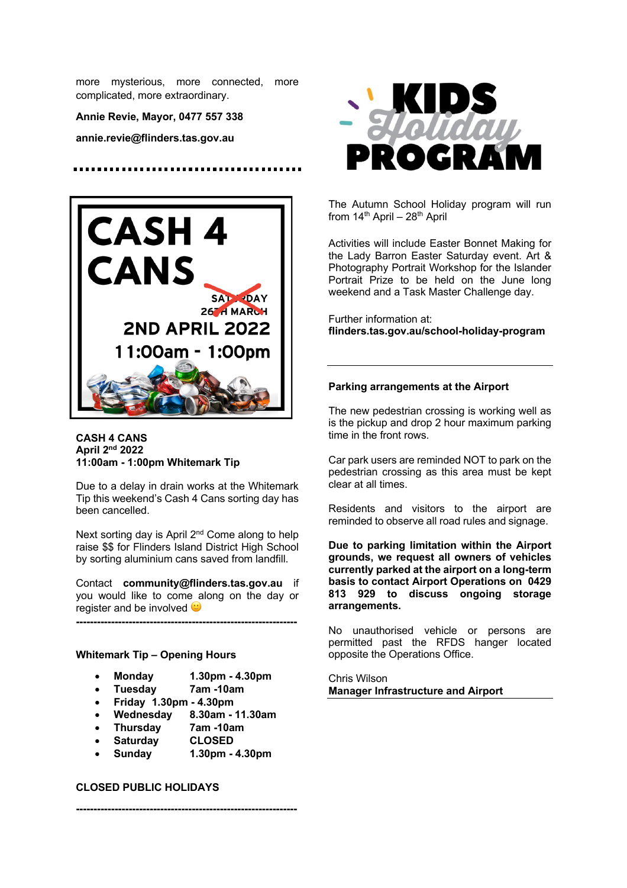more mysterious, more connected, more complicated, more extraordinary.

**Annie Revie, Mayor, 0477 557 338**

**annie.revie@flinders.tas.gov.au**

CASH 4 CANS

~~SATURDAY 26TH MARCH~~

2ND APRIL 2022

11:00am - 1:00pm

**CASH 4 CANS**
**April 2nd 2022**
**11:00am - 1:00pm Whitemark Tip**

Due to a delay in drain works at the Whitemark Tip this weekend's Cash 4 Cans sorting day has been cancelled.

Next sorting day is April 2nd Come along to help raise $$ for Flinders Island District High School by sorting aluminium cans saved from landfill.

Contact **community@flinders.tas.gov.au** if you would like to come along on the day or register and be involved 🙂

---

**Whitemark Tip – Opening Hours**

- **Monday 1.30pm - 4.30pm**
- **Tuesday 7am -10am**
- **Friday 1.30pm - 4.30pm**
- **Wednesday 8.30am - 11.30am**
- **Thursday 7am -10am**
- **Saturday CLOSED**
- **Sunday 1.30pm - 4.30pm**

**CLOSED PUBLIC HOLIDAYS**

---

KIDS Holiday PROGRAM

The Autumn School Holiday program will run from 14th April – 28th April

Activities will include Easter Bonnet Making for the Lady Barron Easter Saturday event. Art & Photography Portrait Workshop for the Islander Portrait Prize to be held on the June long weekend and a Task Master Challenge day.

Further information at:
**flinders.tas.gov.au/school-holiday-program**

---

**Parking arrangements at the Airport**

The new pedestrian crossing is working well as is the pickup and drop 2 hour maximum parking time in the front rows.

Car park users are reminded NOT to park on the pedestrian crossing as this area must be kept clear at all times.

Residents and visitors to the airport are reminded to observe all road rules and signage.

**Due to parking limitation within the Airport grounds, we request all owners of vehicles currently parked at the airport on a long-term basis to contact Airport Operations on 0429 813 929 to discuss ongoing storage arrangements.**

No unauthorised vehicle or persons are permitted past the RFDS hanger located opposite the Operations Office.

Chris Wilson
**Manager Infrastructure and Airport**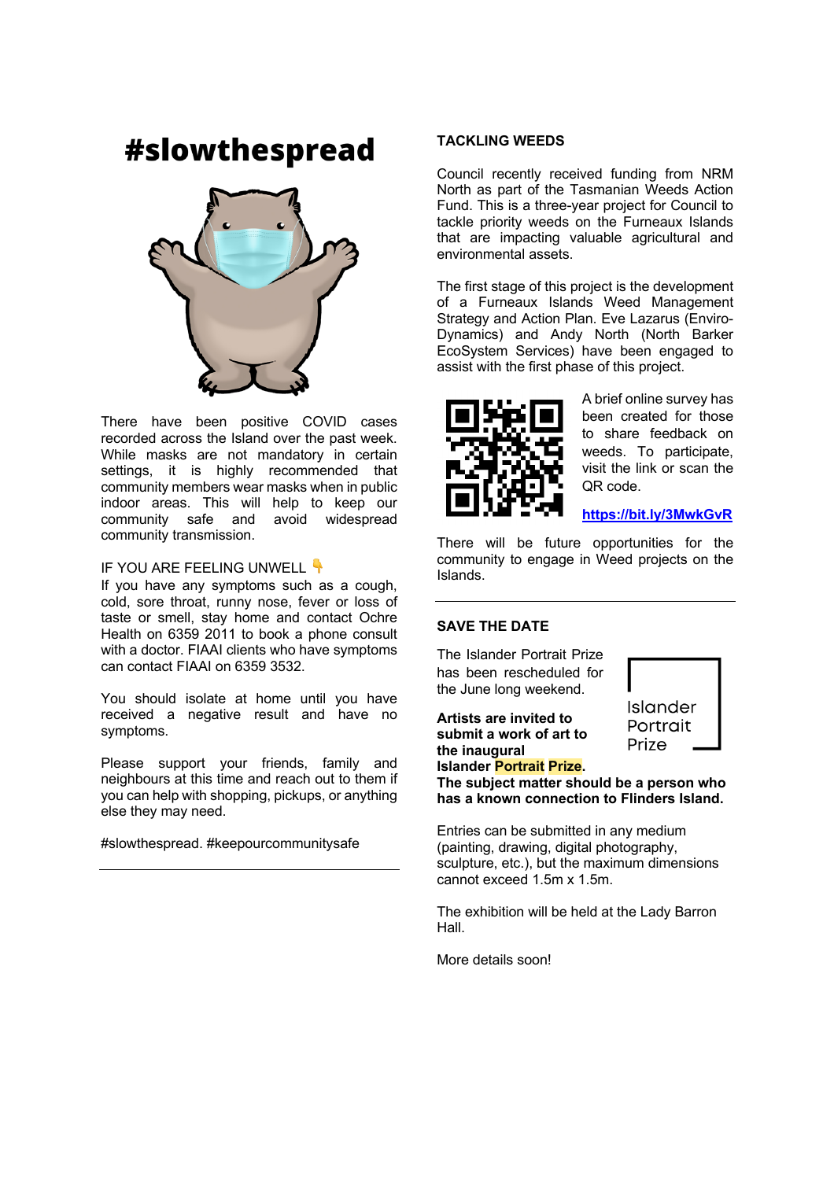# #slowthespread

There have been positive COVID cases recorded across the Island over the past week. While masks are not mandatory in certain settings, it is highly recommended that community members wear masks when in public indoor areas. This will help to keep our community safe and avoid widespread community transmission.

IF YOU ARE FEELING UNWELL 👇

If you have any symptoms such as a cough, cold, sore throat, runny nose, fever or loss of taste or smell, stay home and contact Ochre Health on 6359 2011 to book a phone consult with a doctor. FIAAI clients who have symptoms can contact FIAAI on 6359 3532.

You should isolate at home until you have received a negative result and have no symptoms.

Please support your friends, family and neighbours at this time and reach out to them if you can help with shopping, pickups, or anything else they may need.

#slowthespread. #keepourcommunitysafe

---

## TACKLING WEEDS

Council recently received funding from NRM North as part of the Tasmanian Weeds Action Fund. This is a three-year project for Council to tackle priority weeds on the Furneaux Islands that are impacting valuable agricultural and environmental assets.

The first stage of this project is the development of a Furneaux Islands Weed Management Strategy and Action Plan. Eve Lazarus (Enviro-Dynamics) and Andy North (North Barker EcoSystem Services) have been engaged to assist with the first phase of this project.

A brief online survey has been created for those to share feedback on weeds. To participate, visit the link or scan the QR code.

**https://bit.ly/3MwkGvR**

There will be future opportunities for the community to engage in Weed projects on the Islands.

---

## SAVE THE DATE

Islander Portrait Prize

The Islander Portrait Prize has been rescheduled for the June long weekend.

**Artists are invited to submit a work of art to the inaugural Islander Portrait Prize. The subject matter should be a person who has a known connection to Flinders Island.**

Entries can be submitted in any medium (painting, drawing, digital photography, sculpture, etc.), but the maximum dimensions cannot exceed 1.5m x 1.5m.

The exhibition will be held at the Lady Barron Hall.

More details soon!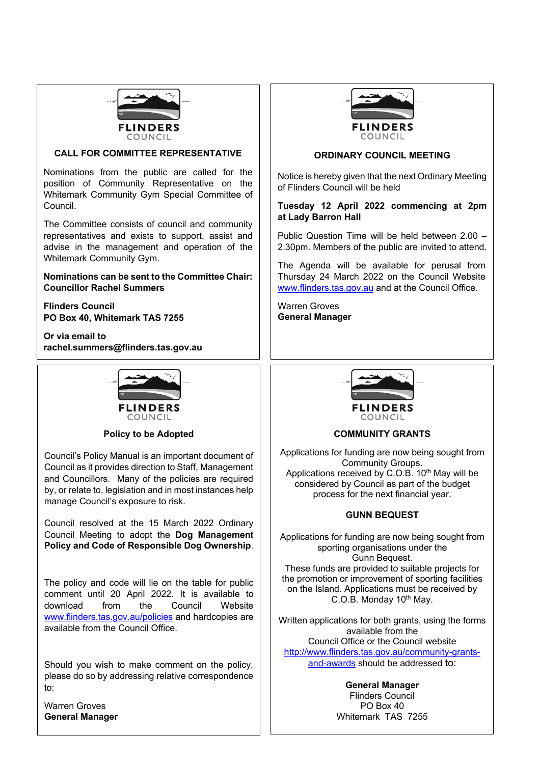FLINDERS
COUNCIL

## CALL FOR COMMITTEE REPRESENTATIVE

Nominations from the public are called for the position of Community Representative on the Whitemark Community Gym Special Committee of Council.

The Committee consists of council and community representatives and exists to support, assist and advise in the management and operation of the Whitemark Community Gym.

**Nominations can be sent to the Committee Chair: Councillor Rachel Summers**

**Flinders Council**
**PO Box 40, Whitemark TAS 7255**

**Or via email to**
**rachel.summers@flinders.tas.gov.au**

FLINDERS
COUNCIL

## ORDINARY COUNCIL MEETING

Notice is hereby given that the next Ordinary Meeting of Flinders Council will be held

**Tuesday 12 April 2022 commencing at 2pm at Lady Barron Hall**

Public Question Time will be held between 2.00 – 2.30pm. Members of the public are invited to attend.

The Agenda will be available for perusal from Thursday 24 March 2022 on the Council Website www.flinders.tas.gov.au and at the Council Office.

Warren Groves
**General Manager**

FLINDERS
COUNCIL

## Policy to be Adopted

Council's Policy Manual is an important document of Council as it provides direction to Staff, Management and Councillors. Many of the policies are required by, or relate to, legislation and in most instances help manage Council's exposure to risk.

Council resolved at the 15 March 2022 Ordinary Council Meeting to adopt the **Dog Management Policy and Code of Responsible Dog Ownership**.

The policy and code will lie on the table for public comment until 20 April 2022. It is available to download from the Council Website www.flinders.tas.gov.au/policies and hardcopies are available from the Council Office.

Should you wish to make comment on the policy, please do so by addressing relative correspondence to:

Warren Groves
**General Manager**

FLINDERS
COUNCIL

## COMMUNITY GRANTS

Applications for funding are now being sought from Community Groups.
Applications received by C.O.B. 10th May will be considered by Council as part of the budget process for the next financial year.

## GUNN BEQUEST

Applications for funding are now being sought from sporting organisations under the Gunn Bequest.
These funds are provided to suitable projects for the promotion or improvement of sporting facilities on the Island. Applications must be received by C.O.B. Monday 10th May.

Written applications for both grants, using the forms available from the Council Office or the Council website http://www.flinders.tas.gov.au/community-grants-and-awards should be addressed to:

**General Manager**
Flinders Council
PO Box 40
Whitemark TAS 7255